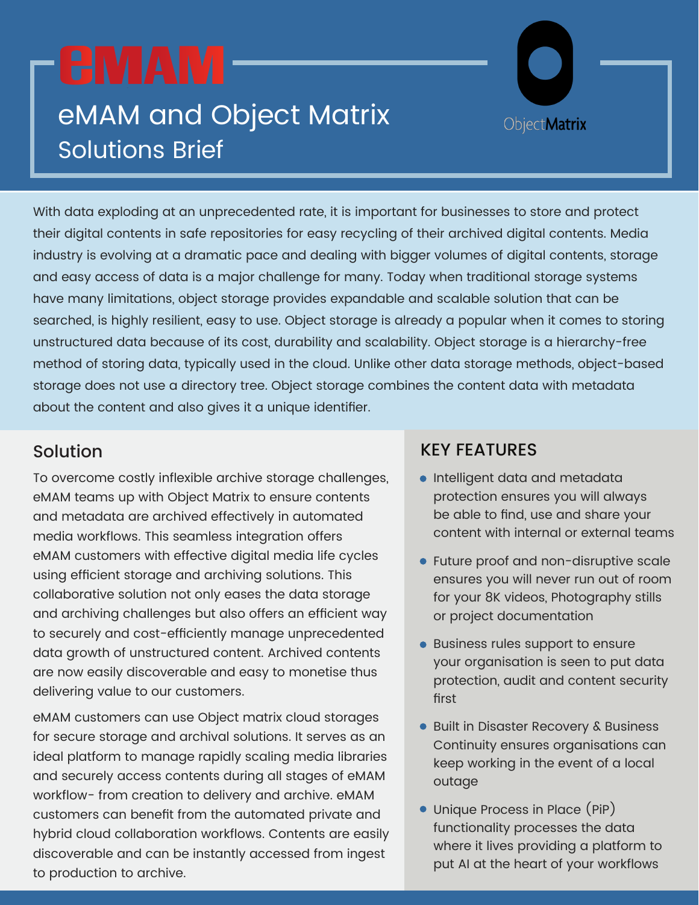# eMAM and Object Matrix

## Solutions Brief

With data exploding at an unprecedented rate, it is important for businesses to store and protect their digital contents in safe repositories for easy recycling of their archived digital contents. Media industry is evolving at a dramatic pace and dealing with bigger volumes of digital contents, storage and easy access of data is a major challenge for many. Today when traditional storage systems have many limitations, object storage provides expandable and scalable solution that can be searched, is highly resilient, easy to use. Object storage is already a popular when it comes to storing unstructured data because of its cost, durability and scalability. Object storage is a hierarchy-free method of storing data, typically used in the cloud. Unlike other data storage methods, object-based storage does not use a directory tree. Object storage combines the content data with metadata about the content and also gives it a unique identifier.

## Solution

To overcome costly inflexible archive storage challenges, eMAM teams up with Object Matrix to ensure contents and metadata are archived effectively in automated media workflows. This seamless integration offers eMAM customers with effective digital media life cycles using efficient storage and archiving solutions. This collaborative solution not only eases the data storage and archiving challenges but also offers an efficient way to securely and cost-efficiently manage unprecedented data growth of unstructured content. Archived contents are now easily discoverable and easy to monetise thus delivering value to our customers.

eMAM customers can use Object matrix cloud storages for secure storage and archival solutions. It serves as an ideal platform to manage rapidly scaling media libraries and securely access contents during all stages of eMAM workflow- from creation to delivery and archive. eMAM customers can benefit from the automated private and hybrid cloud collaboration workflows. Contents are easily discoverable and can be instantly accessed from ingest to production to archive.

## KEY FEATURES

- Intelligent data and metadata protection ensures you will always be able to find, use and share your content with internal or external teams
- Future proof and non-disruptive scale ensures you will never run out of room for your 8K videos, Photography stills or project documentation
- Business rules support to ensure your organisation is seen to put data protection, audit and content security first
- Built in Disaster Recovery & Business Continuity ensures organisations can keep working in the event of a local outage
- Unique Process in Place (PiP) functionality processes the data where it lives providing a platform to put AI at the heart of your workflows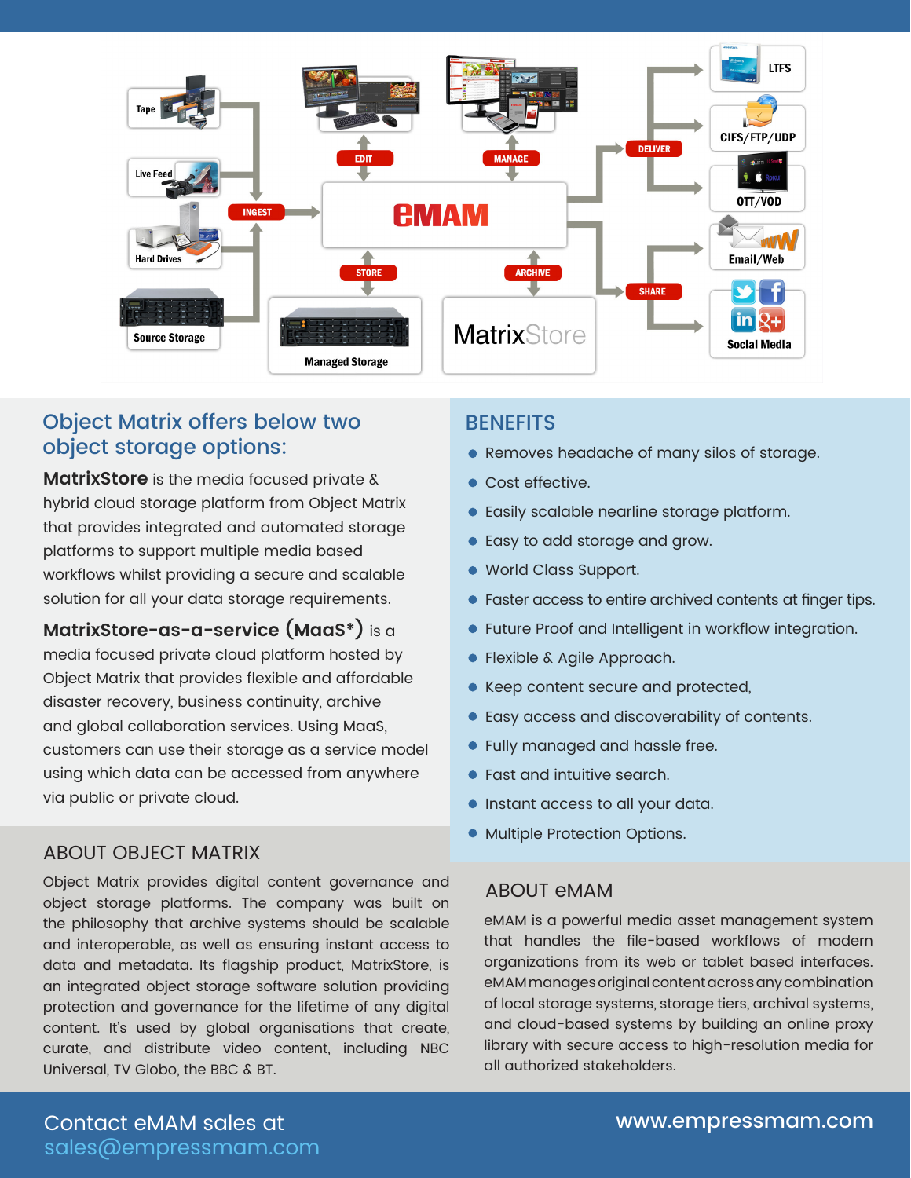Tape

Live Feed

Hard Drives

Source Storage

INGEST

EDIT

MANAGE

eMAM

STORE

ARCHIVE

Managed Storage

MatrixStore

DELIVER

SHARE

LTFS

CIFS/FTP/UDP

OTT/VOD

Email/Web

Social Media

## Object Matrix offers below two object storage options:

**MatrixStore** is the media focused private & hybrid cloud storage platform from Object Matrix that provides integrated and automated storage platforms to support multiple media based workflows whilst providing a secure and scalable solution for all your data storage requirements.

**MatrixStore-as-a-service (MaaS\*)** is a media focused private cloud platform hosted by Object Matrix that provides flexible and affordable disaster recovery, business continuity, archive and global collaboration services. Using MaaS, customers can use their storage as a service model using which data can be accessed from anywhere via public or private cloud.

## BENEFITS

- Removes headache of many silos of storage.
- Cost effective.
- Easily scalable nearline storage platform.
- Easy to add storage and grow.
- World Class Support.
- Faster access to entire archived contents at finger tips.
- Future Proof and Intelligent in workflow integration.
- Flexible & Agile Approach.
- Keep content secure and protected,
- Easy access and discoverability of contents.
- Fully managed and hassle free.
- Fast and intuitive search.
- Instant access to all your data.
- Multiple Protection Options.

## ABOUT OBJECT MATRIX

Object Matrix provides digital content governance and object storage platforms. The company was built on the philosophy that archive systems should be scalable and interoperable, as well as ensuring instant access to data and metadata. Its flagship product, MatrixStore, is an integrated object storage software solution providing protection and governance for the lifetime of any digital content. It's used by global organisations that create, curate, and distribute video content, including NBC Universal, TV Globo, the BBC & BT.

## ABOUT eMAM

eMAM is a powerful media asset management system that handles the file-based workflows of modern organizations from its web or tablet based interfaces. eMAM manages original content across any combination of local storage systems, storage tiers, archival systems, and cloud-based systems by building an online proxy library with secure access to high-resolution media for all authorized stakeholders.

Contact eMAM sales at
sales@empressmam.com

www.empressmam.com